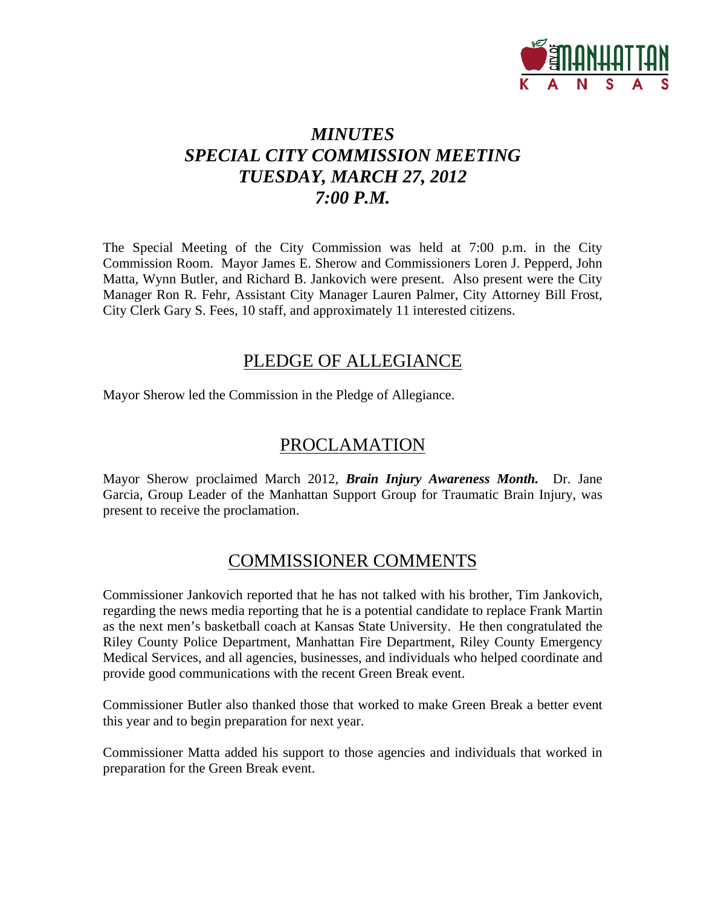# *MINUTES*
# *SPECIAL CITY COMMISSION MEETING*
# *TUESDAY, MARCH 27, 2012*
# *7:00 P.M.*

The Special Meeting of the City Commission was held at 7:00 p.m. in the City Commission Room. Mayor James E. Sherow and Commissioners Loren J. Pepperd, John Matta, Wynn Butler, and Richard B. Jankovich were present. Also present were the City Manager Ron R. Fehr, Assistant City Manager Lauren Palmer, City Attorney Bill Frost, City Clerk Gary S. Fees, 10 staff, and approximately 11 interested citizens.

## PLEDGE OF ALLEGIANCE

Mayor Sherow led the Commission in the Pledge of Allegiance.

## PROCLAMATION

Mayor Sherow proclaimed March 2012, ***Brain Injury Awareness Month.*** Dr. Jane Garcia, Group Leader of the Manhattan Support Group for Traumatic Brain Injury, was present to receive the proclamation.

## COMMISSIONER COMMENTS

Commissioner Jankovich reported that he has not talked with his brother, Tim Jankovich, regarding the news media reporting that he is a potential candidate to replace Frank Martin as the next men's basketball coach at Kansas State University. He then congratulated the Riley County Police Department, Manhattan Fire Department, Riley County Emergency Medical Services, and all agencies, businesses, and individuals who helped coordinate and provide good communications with the recent Green Break event.

Commissioner Butler also thanked those that worked to make Green Break a better event this year and to begin preparation for next year.

Commissioner Matta added his support to those agencies and individuals that worked in preparation for the Green Break event.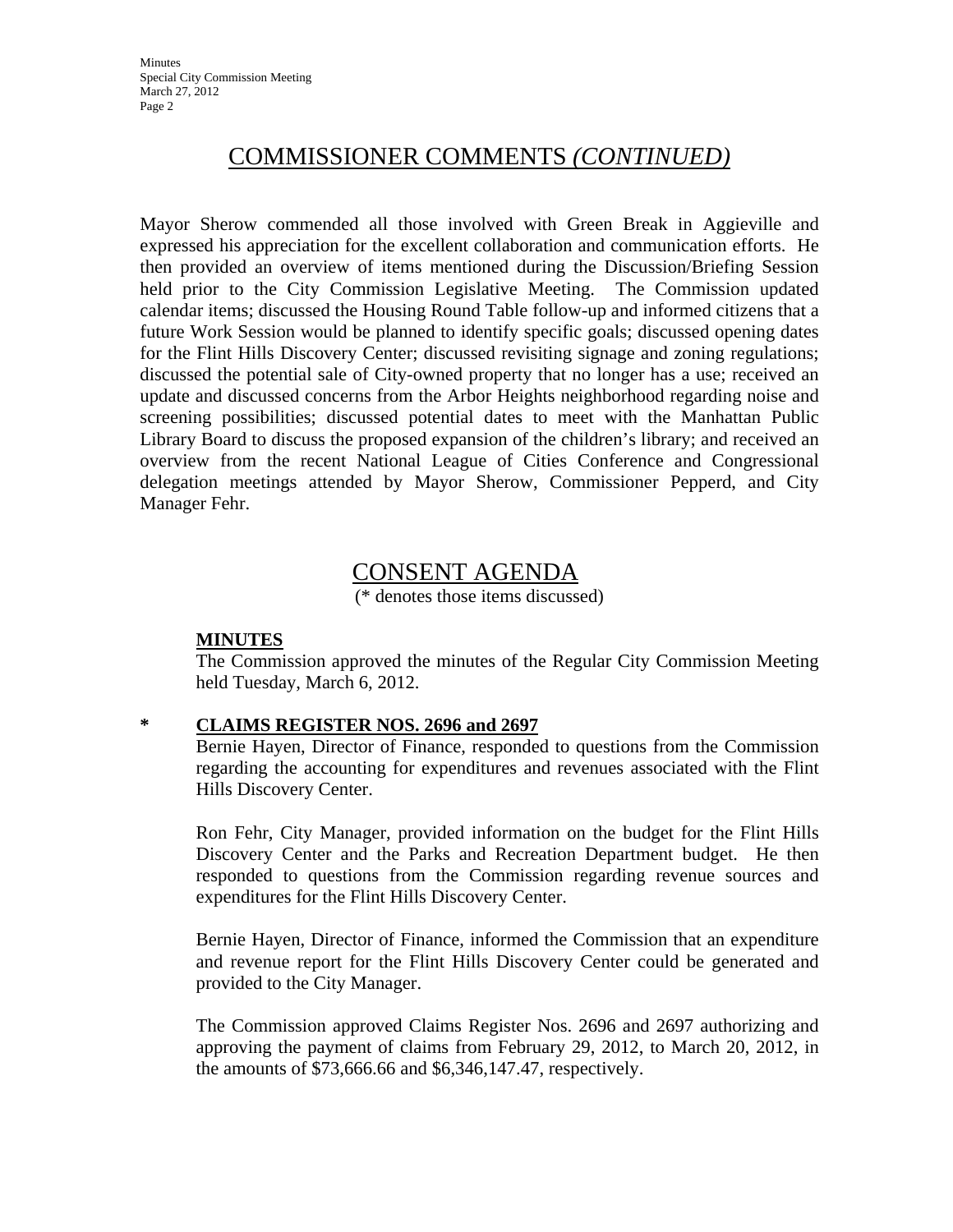## COMMISSIONER COMMENTS *(CONTINUED)*

Mayor Sherow commended all those involved with Green Break in Aggieville and expressed his appreciation for the excellent collaboration and communication efforts. He then provided an overview of items mentioned during the Discussion/Briefing Session held prior to the City Commission Legislative Meeting. The Commission updated calendar items; discussed the Housing Round Table follow-up and informed citizens that a future Work Session would be planned to identify specific goals; discussed opening dates for the Flint Hills Discovery Center; discussed revisiting signage and zoning regulations; discussed the potential sale of City-owned property that no longer has a use; received an update and discussed concerns from the Arbor Heights neighborhood regarding noise and screening possibilities; discussed potential dates to meet with the Manhattan Public Library Board to discuss the proposed expansion of the children's library; and received an overview from the recent National League of Cities Conference and Congressional delegation meetings attended by Mayor Sherow, Commissioner Pepperd, and City Manager Fehr.

## CONSENT AGENDA

(* denotes those items discussed)

**MINUTES**

The Commission approved the minutes of the Regular City Commission Meeting held Tuesday, March 6, 2012.

\* **CLAIMS REGISTER NOS. 2696 and 2697**

Bernie Hayen, Director of Finance, responded to questions from the Commission regarding the accounting for expenditures and revenues associated with the Flint Hills Discovery Center.

Ron Fehr, City Manager, provided information on the budget for the Flint Hills Discovery Center and the Parks and Recreation Department budget. He then responded to questions from the Commission regarding revenue sources and expenditures for the Flint Hills Discovery Center.

Bernie Hayen, Director of Finance, informed the Commission that an expenditure and revenue report for the Flint Hills Discovery Center could be generated and provided to the City Manager.

The Commission approved Claims Register Nos. 2696 and 2697 authorizing and approving the payment of claims from February 29, 2012, to March 20, 2012, in the amounts of $73,666.66 and $6,346,147.47, respectively.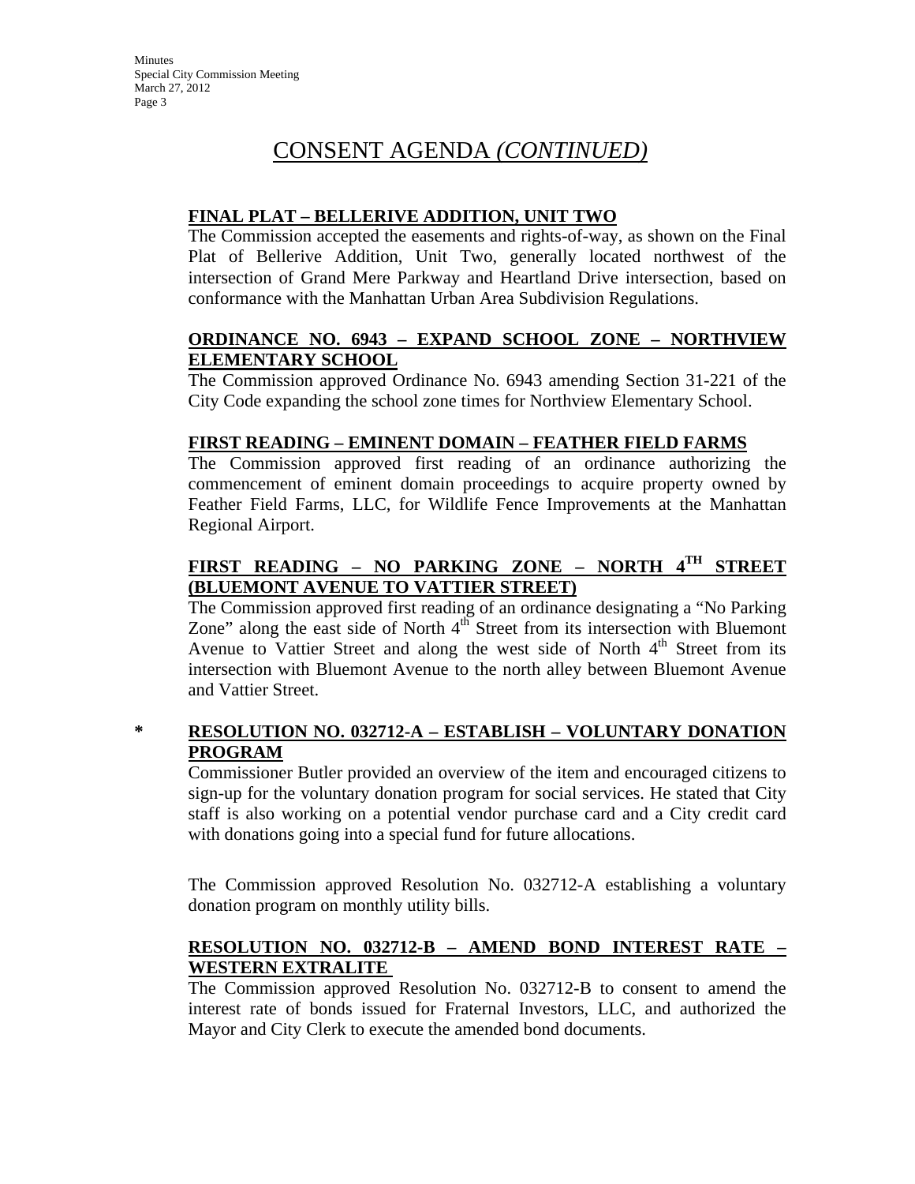# CONSENT AGENDA *(CONTINUED)*

**FINAL PLAT – BELLERIVE ADDITION, UNIT TWO**

The Commission accepted the easements and rights-of-way, as shown on the Final Plat of Bellerive Addition, Unit Two, generally located northwest of the intersection of Grand Mere Parkway and Heartland Drive intersection, based on conformance with the Manhattan Urban Area Subdivision Regulations.

**ORDINANCE NO. 6943 – EXPAND SCHOOL ZONE – NORTHVIEW ELEMENTARY SCHOOL**

The Commission approved Ordinance No. 6943 amending Section 31-221 of the City Code expanding the school zone times for Northview Elementary School.

**FIRST READING – EMINENT DOMAIN – FEATHER FIELD FARMS**

The Commission approved first reading of an ordinance authorizing the commencement of eminent domain proceedings to acquire property owned by Feather Field Farms, LLC, for Wildlife Fence Improvements at the Manhattan Regional Airport.

**FIRST READING – NO PARKING ZONE – NORTH 4TH STREET (BLUEMONT AVENUE TO VATTIER STREET)**

The Commission approved first reading of an ordinance designating a "No Parking Zone" along the east side of North 4th Street from its intersection with Bluemont Avenue to Vattier Street and along the west side of North 4th Street from its intersection with Bluemont Avenue to the north alley between Bluemont Avenue and Vattier Street.

\* **RESOLUTION NO. 032712-A – ESTABLISH – VOLUNTARY DONATION PROGRAM**

Commissioner Butler provided an overview of the item and encouraged citizens to sign-up for the voluntary donation program for social services. He stated that City staff is also working on a potential vendor purchase card and a City credit card with donations going into a special fund for future allocations.

The Commission approved Resolution No. 032712-A establishing a voluntary donation program on monthly utility bills.

**RESOLUTION NO. 032712-B – AMEND BOND INTEREST RATE – WESTERN EXTRALITE**

The Commission approved Resolution No. 032712-B to consent to amend the interest rate of bonds issued for Fraternal Investors, LLC, and authorized the Mayor and City Clerk to execute the amended bond documents.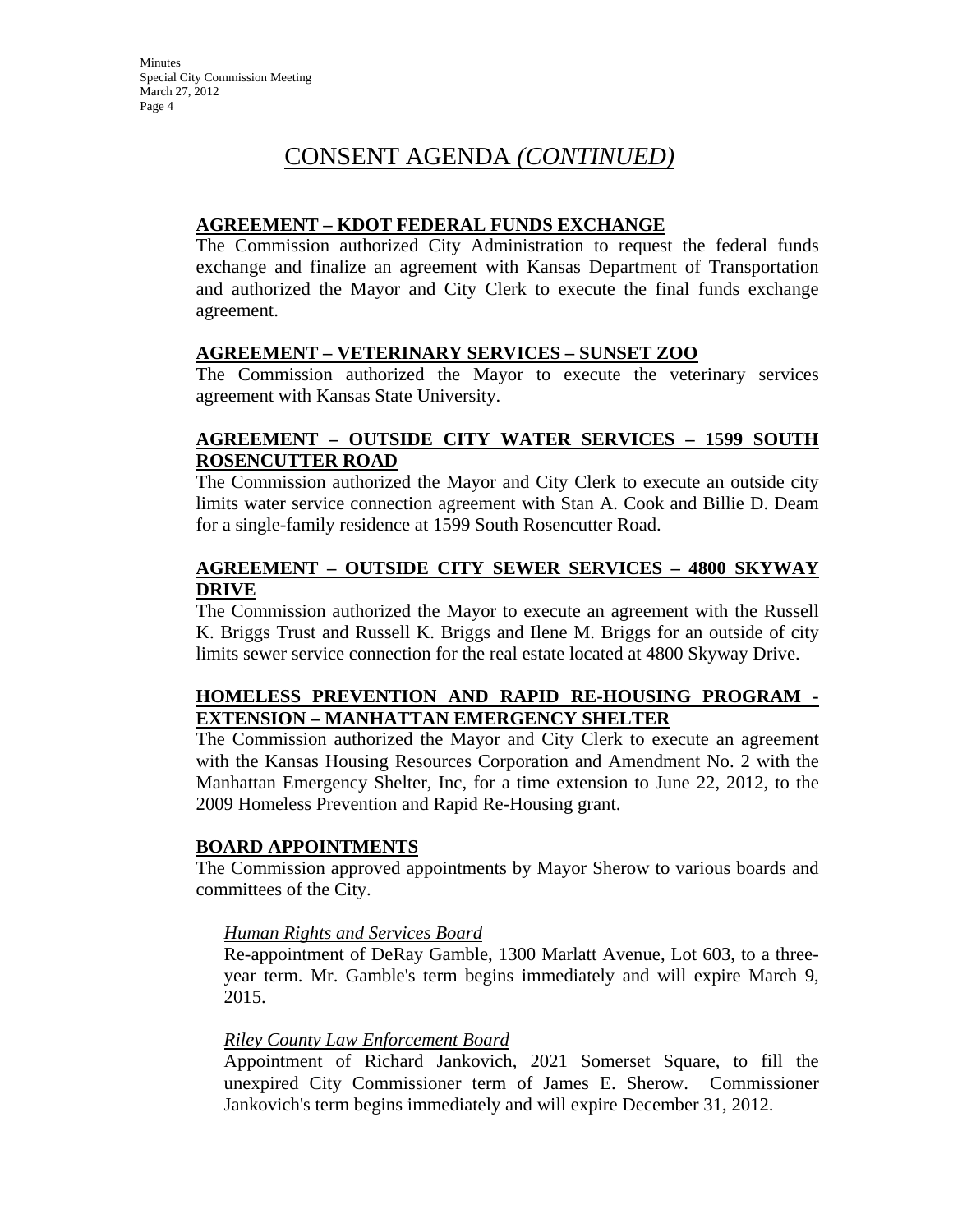# CONSENT AGENDA *(CONTINUED)*

**AGREEMENT – KDOT FEDERAL FUNDS EXCHANGE**

The Commission authorized City Administration to request the federal funds exchange and finalize an agreement with Kansas Department of Transportation and authorized the Mayor and City Clerk to execute the final funds exchange agreement.

**AGREEMENT – VETERINARY SERVICES – SUNSET ZOO**

The Commission authorized the Mayor to execute the veterinary services agreement with Kansas State University.

**AGREEMENT – OUTSIDE CITY WATER SERVICES – 1599 SOUTH ROSENCUTTER ROAD**

The Commission authorized the Mayor and City Clerk to execute an outside city limits water service connection agreement with Stan A. Cook and Billie D. Deam for a single-family residence at 1599 South Rosencutter Road.

**AGREEMENT – OUTSIDE CITY SEWER SERVICES – 4800 SKYWAY DRIVE**

The Commission authorized the Mayor to execute an agreement with the Russell K. Briggs Trust and Russell K. Briggs and Ilene M. Briggs for an outside of city limits sewer service connection for the real estate located at 4800 Skyway Drive.

**HOMELESS PREVENTION AND RAPID RE-HOUSING PROGRAM - EXTENSION – MANHATTAN EMERGENCY SHELTER**

The Commission authorized the Mayor and City Clerk to execute an agreement with the Kansas Housing Resources Corporation and Amendment No. 2 with the Manhattan Emergency Shelter, Inc, for a time extension to June 22, 2012, to the 2009 Homeless Prevention and Rapid Re-Housing grant.

**BOARD APPOINTMENTS**

The Commission approved appointments by Mayor Sherow to various boards and committees of the City.

*Human Rights and Services Board*

Re-appointment of DeRay Gamble, 1300 Marlatt Avenue, Lot 603, to a three-year term. Mr. Gamble's term begins immediately and will expire March 9, 2015.

*Riley County Law Enforcement Board*

Appointment of Richard Jankovich, 2021 Somerset Square, to fill the unexpired City Commissioner term of James E. Sherow. Commissioner Jankovich's term begins immediately and will expire December 31, 2012.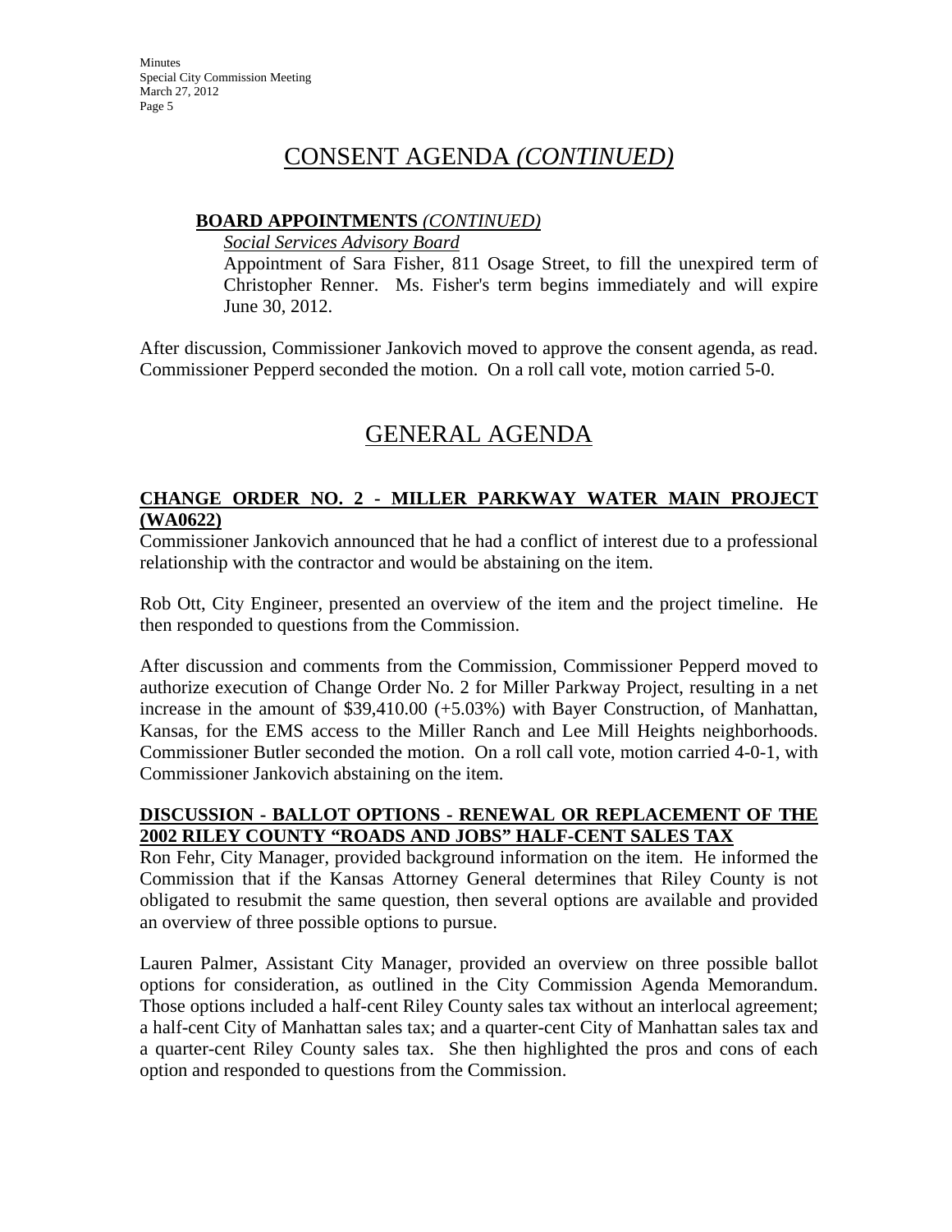# CONSENT AGENDA *(CONTINUED)*

**BOARD APPOINTMENTS** *(CONTINUED)*

*Social Services Advisory Board*

Appointment of Sara Fisher, 811 Osage Street, to fill the unexpired term of Christopher Renner. Ms. Fisher's term begins immediately and will expire June 30, 2012.

After discussion, Commissioner Jankovich moved to approve the consent agenda, as read. Commissioner Pepperd seconded the motion. On a roll call vote, motion carried 5-0.

# GENERAL AGENDA

**CHANGE ORDER NO. 2 - MILLER PARKWAY WATER MAIN PROJECT (WA0622)**

Commissioner Jankovich announced that he had a conflict of interest due to a professional relationship with the contractor and would be abstaining on the item.

Rob Ott, City Engineer, presented an overview of the item and the project timeline. He then responded to questions from the Commission.

After discussion and comments from the Commission, Commissioner Pepperd moved to authorize execution of Change Order No. 2 for Miller Parkway Project, resulting in a net increase in the amount of $39,410.00 (+5.03%) with Bayer Construction, of Manhattan, Kansas, for the EMS access to the Miller Ranch and Lee Mill Heights neighborhoods. Commissioner Butler seconded the motion. On a roll call vote, motion carried 4-0-1, with Commissioner Jankovich abstaining on the item.

**DISCUSSION - BALLOT OPTIONS - RENEWAL OR REPLACEMENT OF THE 2002 RILEY COUNTY "ROADS AND JOBS" HALF-CENT SALES TAX**

Ron Fehr, City Manager, provided background information on the item. He informed the Commission that if the Kansas Attorney General determines that Riley County is not obligated to resubmit the same question, then several options are available and provided an overview of three possible options to pursue.

Lauren Palmer, Assistant City Manager, provided an overview on three possible ballot options for consideration, as outlined in the City Commission Agenda Memorandum. Those options included a half-cent Riley County sales tax without an interlocal agreement; a half-cent City of Manhattan sales tax; and a quarter-cent City of Manhattan sales tax and a quarter-cent Riley County sales tax. She then highlighted the pros and cons of each option and responded to questions from the Commission.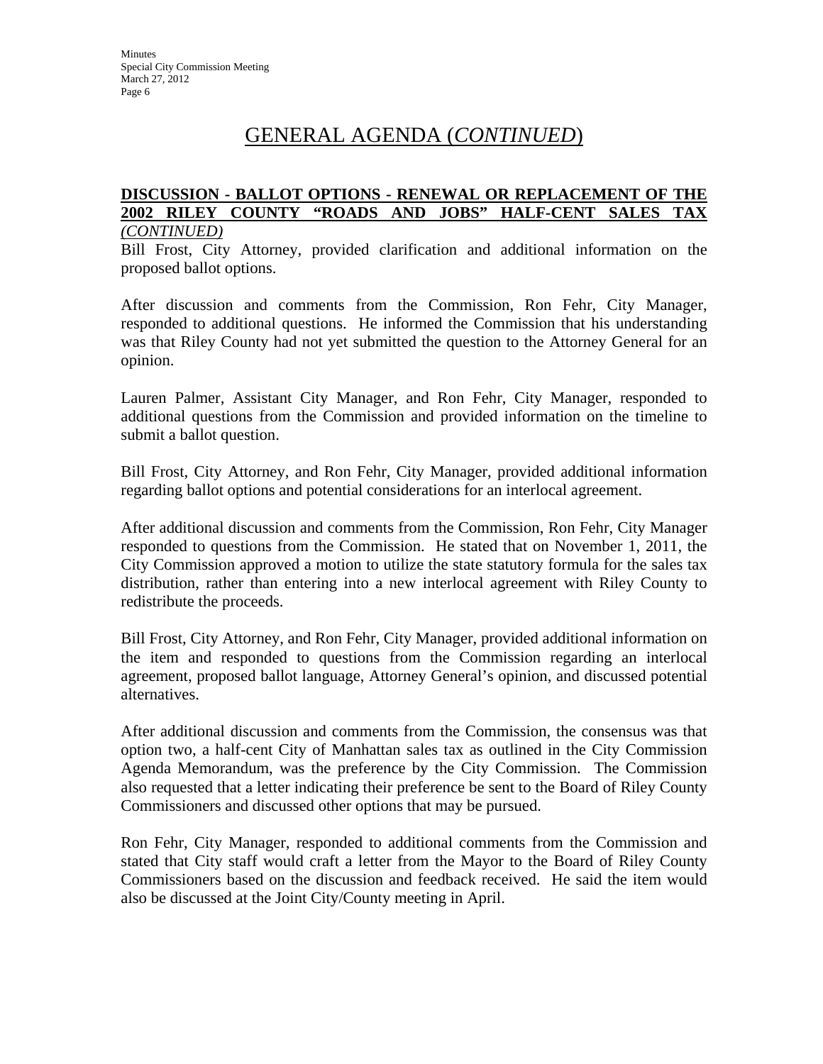# GENERAL AGENDA (*CONTINUED*)

**DISCUSSION - BALLOT OPTIONS - RENEWAL OR REPLACEMENT OF THE 2002 RILEY COUNTY "ROADS AND JOBS" HALF-CENT SALES TAX** *(CONTINUED)*

Bill Frost, City Attorney, provided clarification and additional information on the proposed ballot options.

After discussion and comments from the Commission, Ron Fehr, City Manager, responded to additional questions. He informed the Commission that his understanding was that Riley County had not yet submitted the question to the Attorney General for an opinion.

Lauren Palmer, Assistant City Manager, and Ron Fehr, City Manager, responded to additional questions from the Commission and provided information on the timeline to submit a ballot question.

Bill Frost, City Attorney, and Ron Fehr, City Manager, provided additional information regarding ballot options and potential considerations for an interlocal agreement.

After additional discussion and comments from the Commission, Ron Fehr, City Manager responded to questions from the Commission. He stated that on November 1, 2011, the City Commission approved a motion to utilize the state statutory formula for the sales tax distribution, rather than entering into a new interlocal agreement with Riley County to redistribute the proceeds.

Bill Frost, City Attorney, and Ron Fehr, City Manager, provided additional information on the item and responded to questions from the Commission regarding an interlocal agreement, proposed ballot language, Attorney General's opinion, and discussed potential alternatives.

After additional discussion and comments from the Commission, the consensus was that option two, a half-cent City of Manhattan sales tax as outlined in the City Commission Agenda Memorandum, was the preference by the City Commission. The Commission also requested that a letter indicating their preference be sent to the Board of Riley County Commissioners and discussed other options that may be pursued.

Ron Fehr, City Manager, responded to additional comments from the Commission and stated that City staff would craft a letter from the Mayor to the Board of Riley County Commissioners based on the discussion and feedback received. He said the item would also be discussed at the Joint City/County meeting in April.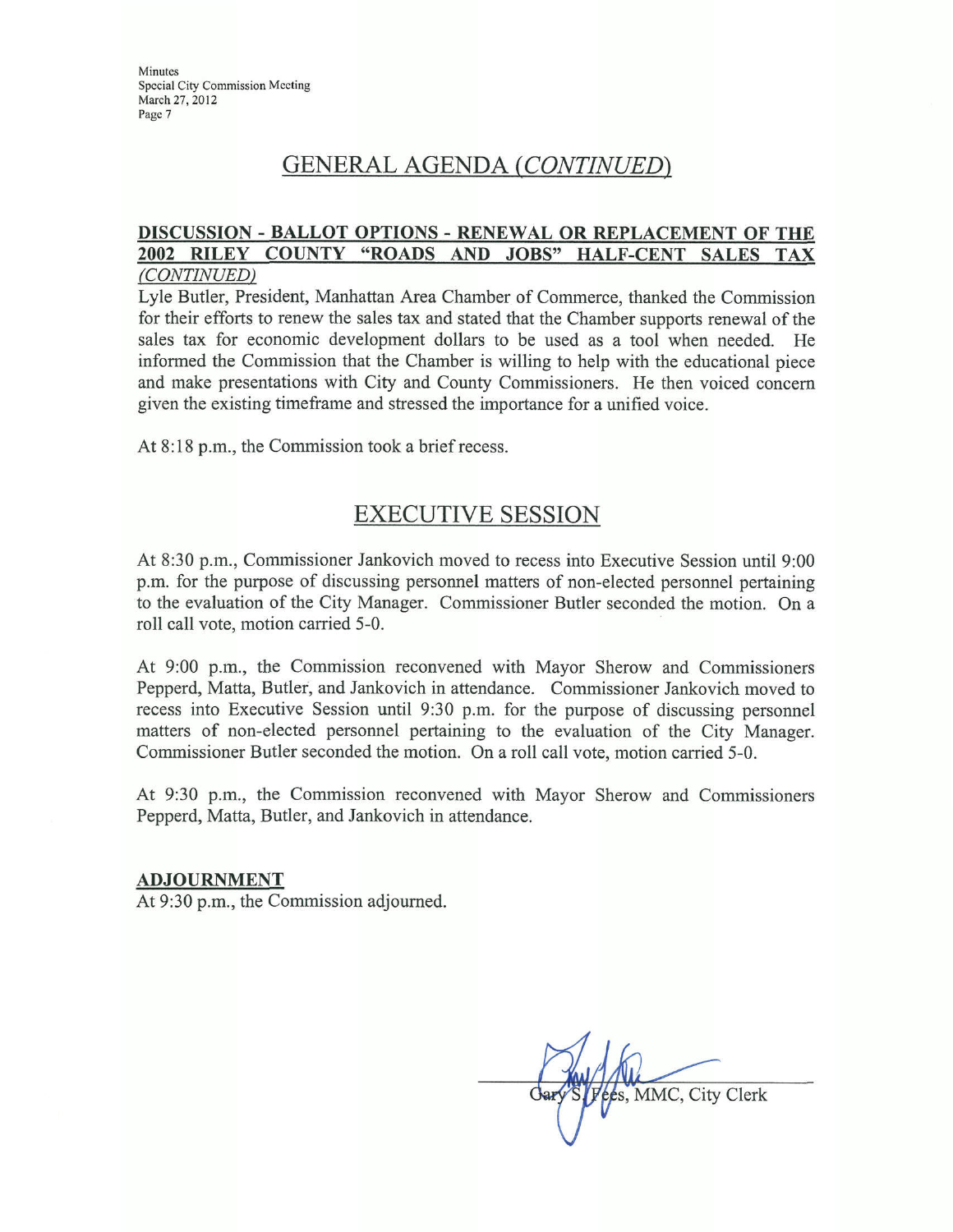# GENERAL AGENDA *(CONTINUED)*

**DISCUSSION - BALLOT OPTIONS - RENEWAL OR REPLACEMENT OF THE 2002 RILEY COUNTY "ROADS AND JOBS" HALF-CENT SALES TAX** *(CONTINUED)*

Lyle Butler, President, Manhattan Area Chamber of Commerce, thanked the Commission for their efforts to renew the sales tax and stated that the Chamber supports renewal of the sales tax for economic development dollars to be used as a tool when needed. He informed the Commission that the Chamber is willing to help with the educational piece and make presentations with City and County Commissioners. He then voiced concern given the existing timeframe and stressed the importance for a unified voice.

At 8:18 p.m., the Commission took a brief recess.

# EXECUTIVE SESSION

At 8:30 p.m., Commissioner Jankovich moved to recess into Executive Session until 9:00 p.m. for the purpose of discussing personnel matters of non-elected personnel pertaining to the evaluation of the City Manager. Commissioner Butler seconded the motion. On a roll call vote, motion carried 5-0.

At 9:00 p.m., the Commission reconvened with Mayor Sherow and Commissioners Pepperd, Matta, Butler, and Jankovich in attendance. Commissioner Jankovich moved to recess into Executive Session until 9:30 p.m. for the purpose of discussing personnel matters of non-elected personnel pertaining to the evaluation of the City Manager. Commissioner Butler seconded the motion. On a roll call vote, motion carried 5-0.

At 9:30 p.m., the Commission reconvened with Mayor Sherow and Commissioners Pepperd, Matta, Butler, and Jankovich in attendance.

**ADJOURNMENT**

At 9:30 p.m., the Commission adjourned.

Gary S. Fees, MMC, City Clerk